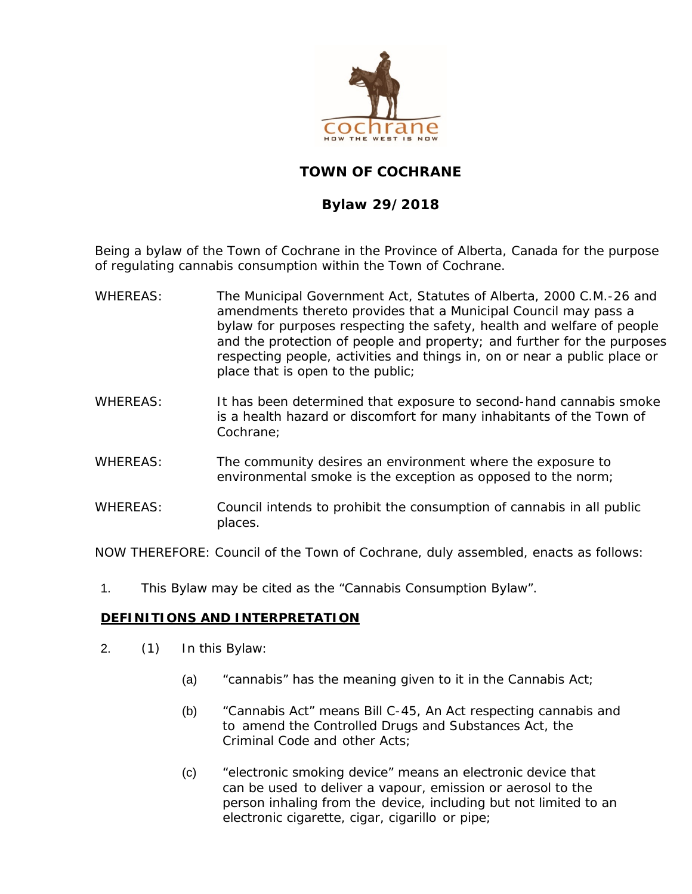# TOWN OF COCHRANE

## Bylaw 29/2018

Being a bylaw of the Town of Cochrane in the Province of Alberta, Canada for the purpose of regulating cannabis consumption within the Town of Cochrane.

WHEREAS: The Municipal Government Act, Statutes of Alberta, 2000 C.M.-26 and amendments thereto provides that a Municipal Council may pass a bylaw for purposes respecting the safety, health and welfare of people and the protection of people and property; and further for the purposes respecting people, activities and things in, on or near a public place or place that is open to the public;

WHEREAS: It has been determined that exposure to second-hand cannabis smoke is a health hazard or discomfort for many inhabitants of the Town of Cochrane;

WHEREAS: The community desires an environment where the exposure to environmental smoke is the exception as opposed to the norm;

WHEREAS: Council intends to prohibit the consumption of cannabis in all public places.

NOW THEREFORE: Council of the Town of Cochrane, duly assembled, enacts as follows:

1. This Bylaw may be cited as the "Cannabis Consumption Bylaw".

**DEFINITIONS AND INTERPRETATION**

2. (1) In this Bylaw:

   (a) "cannabis" has the meaning given to it in the Cannabis Act;

   (b) "Cannabis Act" means Bill C-45, An Act respecting cannabis and to amend the Controlled Drugs and Substances Act, the Criminal Code and other Acts;

   (c) "electronic smoking device" means an electronic device that can be used to deliver a vapour, emission or aerosol to the person inhaling from the device, including but not limited to an electronic cigarette, cigar, cigarillo or pipe;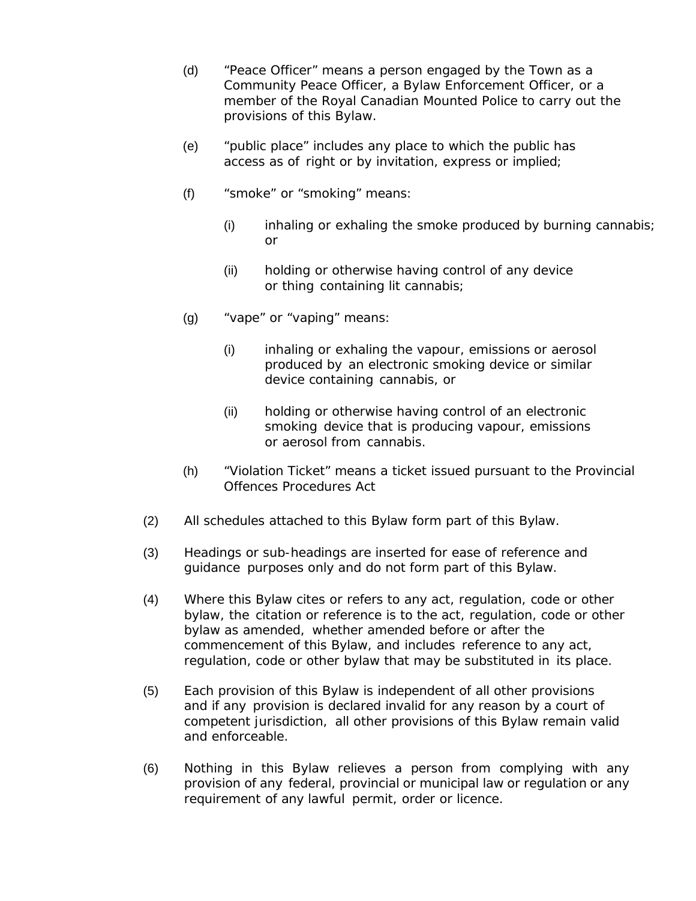(d) "Peace Officer" means a person engaged by the Town as a Community Peace Officer, a Bylaw Enforcement Officer, or a member of the Royal Canadian Mounted Police to carry out the provisions of this Bylaw.

(e) "public place" includes any place to which the public has access as of right or by invitation, express or implied;

(f) "smoke" or "smoking" means:

  (i) inhaling or exhaling the smoke produced by burning cannabis; or

  (ii) holding or otherwise having control of any device or thing containing lit cannabis;

(g) "vape" or "vaping" means:

  (i) inhaling or exhaling the vapour, emissions or aerosol produced by an electronic smoking device or similar device containing cannabis, or

  (ii) holding or otherwise having control of an electronic smoking device that is producing vapour, emissions or aerosol from cannabis.

(h) "Violation Ticket" means a ticket issued pursuant to the Provincial Offences Procedures Act

(2) All schedules attached to this Bylaw form part of this Bylaw.

(3) Headings or sub-headings are inserted for ease of reference and guidance purposes only and do not form part of this Bylaw.

(4) Where this Bylaw cites or refers to any act, regulation, code or other bylaw, the citation or reference is to the act, regulation, code or other bylaw as amended, whether amended before or after the commencement of this Bylaw, and includes reference to any act, regulation, code or other bylaw that may be substituted in its place.

(5) Each provision of this Bylaw is independent of all other provisions and if any provision is declared invalid for any reason by a court of competent jurisdiction, all other provisions of this Bylaw remain valid and enforceable.

(6) Nothing in this Bylaw relieves a person from complying with any provision of any federal, provincial or municipal law or regulation or any requirement of any lawful permit, order or licence.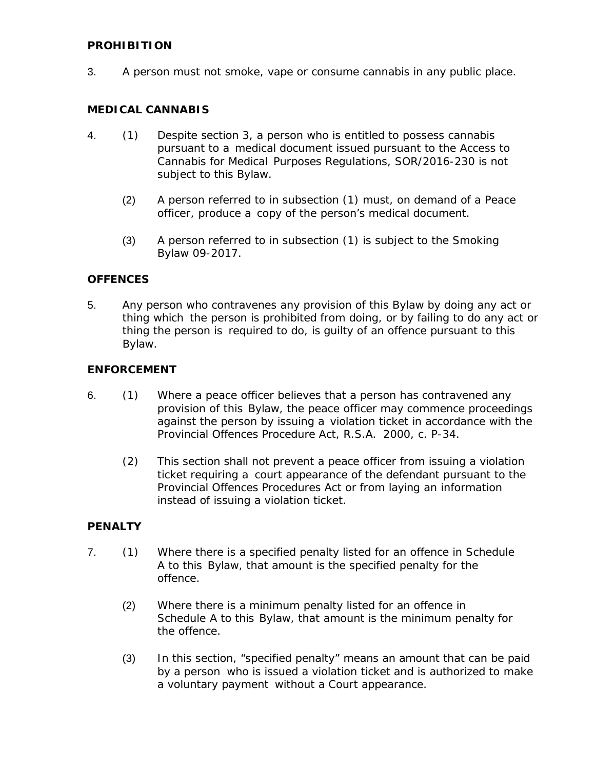**PROHIBITION**

3. A person must not smoke, vape or consume cannabis in any public place.

**MEDICAL CANNABIS**

4. (1) Despite section 3, a person who is entitled to possess cannabis pursuant to a medical document issued pursuant to the Access to Cannabis for Medical Purposes Regulations, SOR/2016-230 is not subject to this Bylaw.

   (2) A person referred to in subsection (1) must, on demand of a Peace officer, produce a copy of the person's medical document.

   (3) A person referred to in subsection (1) is subject to the Smoking Bylaw 09-2017.

**OFFENCES**

5. Any person who contravenes any provision of this Bylaw by doing any act or thing which the person is prohibited from doing, or by failing to do any act or thing the person is required to do, is guilty of an offence pursuant to this Bylaw.

**ENFORCEMENT**

6. (1) Where a peace officer believes that a person has contravened any provision of this Bylaw, the peace officer may commence proceedings against the person by issuing a violation ticket in accordance with the Provincial Offences Procedure Act, R.S.A. 2000, c. P-34.

   (2) This section shall not prevent a peace officer from issuing a violation ticket requiring a court appearance of the defendant pursuant to the Provincial Offences Procedures Act or from laying an information instead of issuing a violation ticket.

**PENALTY**

7. (1) Where there is a specified penalty listed for an offence in Schedule A to this Bylaw, that amount is the specified penalty for the offence.

   (2) Where there is a minimum penalty listed for an offence in Schedule A to this Bylaw, that amount is the minimum penalty for the offence.

   (3) In this section, "specified penalty" means an amount that can be paid by a person who is issued a violation ticket and is authorized to make a voluntary payment without a Court appearance.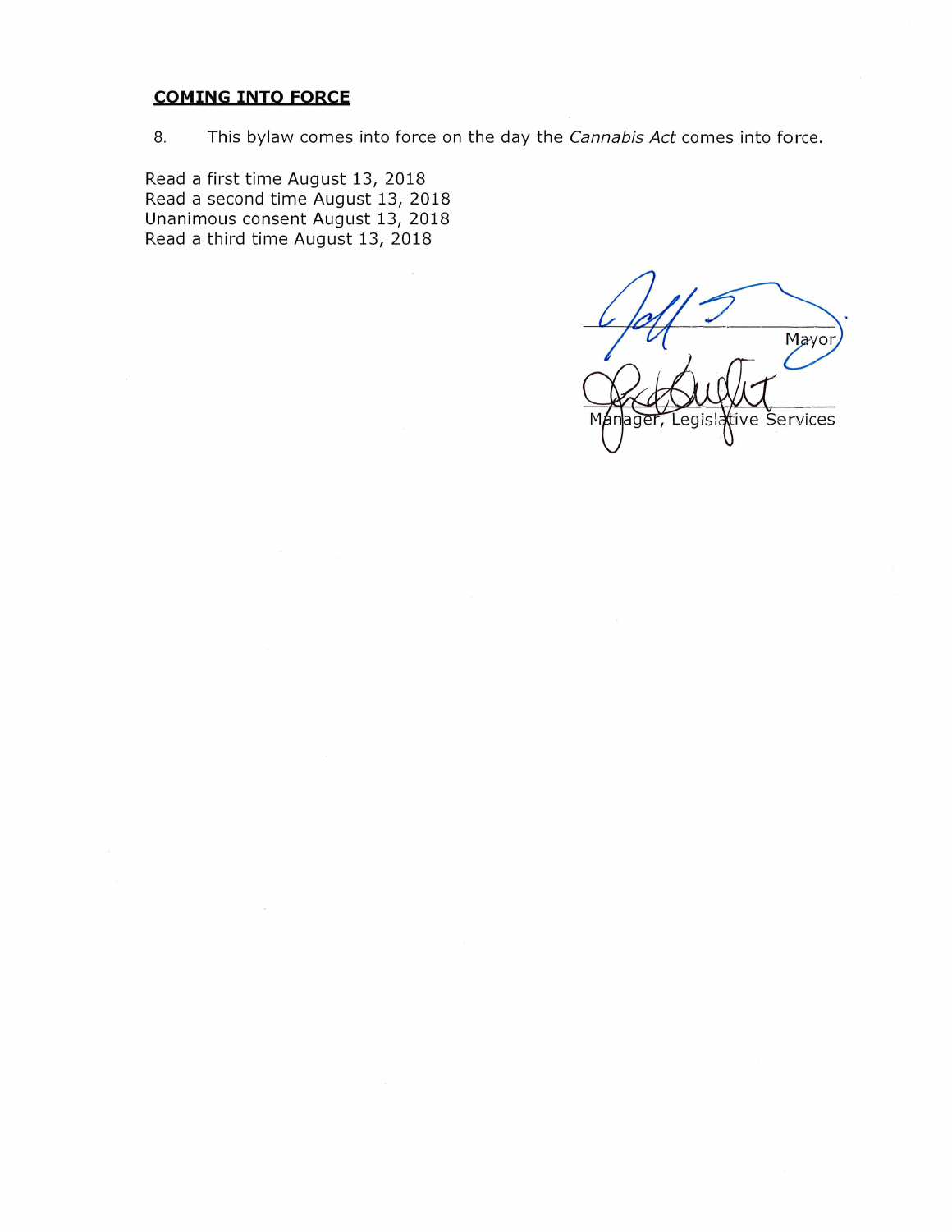## COMING INTO FORCE

8. This bylaw comes into force on the day the *Cannabis Act* comes into force.

Read a first time August 13, 2018
Read a second time August 13, 2018
Unanimous consent August 13, 2018
Read a third time August 13, 2018

Mayor

Manager, Legislative Services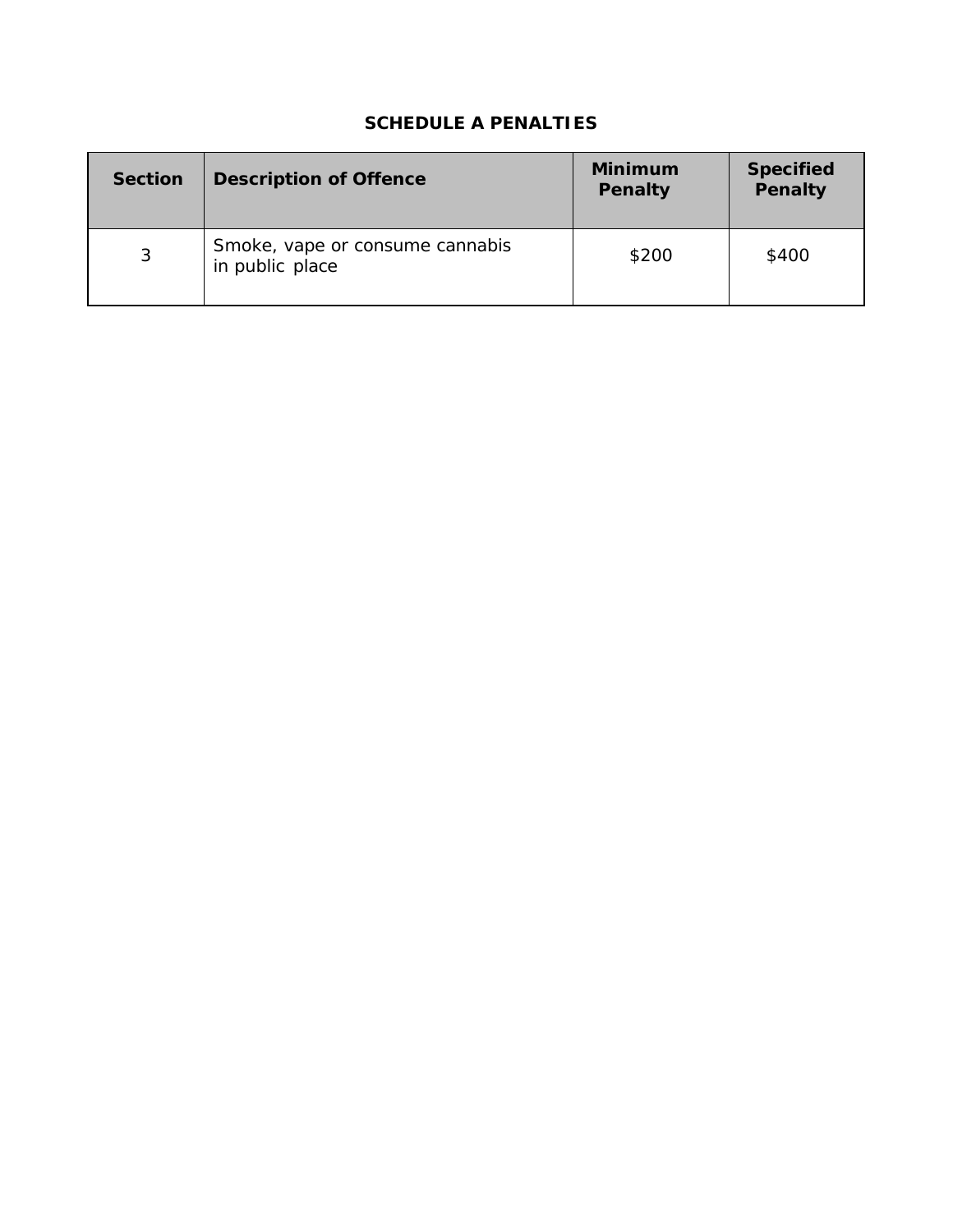## SCHEDULE A PENALTIES

| Section | Description of Offence | Minimum Penalty | Specified Penalty |
|---|---|---|---|
| 3 | Smoke, vape or consume cannabis in public place | $200 | $400 |